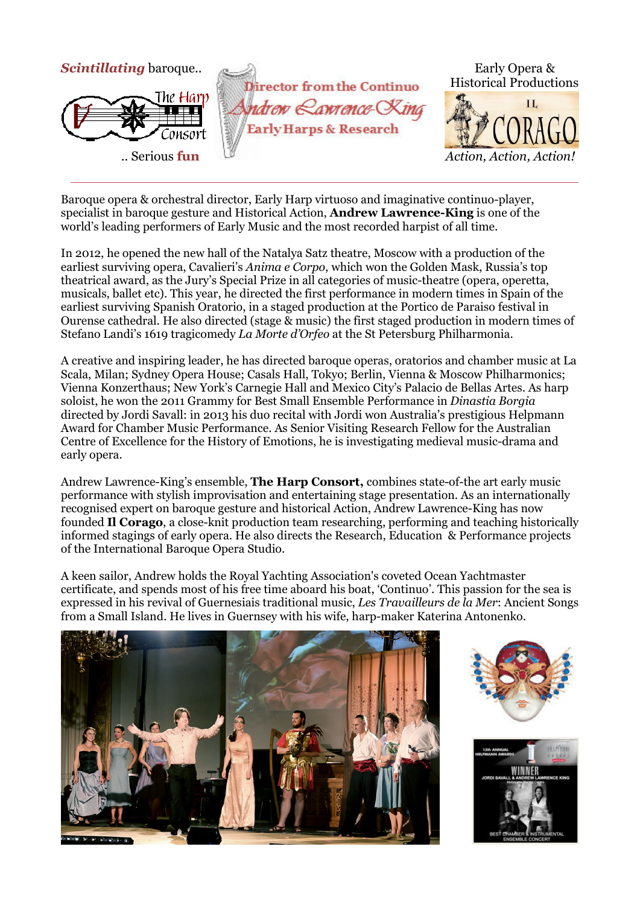***Scintillating*** baroque..

.. Serious **fun**

Director from the Continuo

Andrew Lawrence-King

Early Harps & Research

Early Opera &
Historical Productions

IL CORAGO

*Action, Action, Action!*

---

Baroque opera & orchestral director, Early Harp virtuoso and imaginative continuo-player, specialist in baroque gesture and Historical Action, **Andrew Lawrence-King** is one of the world's leading performers of Early Music and the most recorded harpist of all time.

In 2012, he opened the new hall of the Natalya Satz theatre, Moscow with a production of the earliest surviving opera, Cavalieri's *Anima e Corpo*, which won the Golden Mask, Russia's top theatrical award, as the Jury's Special Prize in all categories of music-theatre (opera, operetta, musicals, ballet etc). This year, he directed the first performance in modern times in Spain of the earliest surviving Spanish Oratorio, in a staged production at the Portico de Paraiso festival in Ourense cathedral. He also directed (stage & music) the first staged production in modern times of Stefano Landi's 1619 tragicomedy *La Morte d'Orfeo* at the St Petersburg Philharmonia.

A creative and inspiring leader, he has directed baroque operas, oratorios and chamber music at La Scala, Milan; Sydney Opera House; Casals Hall, Tokyo; Berlin, Vienna & Moscow Philharmonics; Vienna Konzerthaus; New York's Carnegie Hall and Mexico City's Palacio de Bellas Artes. As harp soloist, he won the 2011 Grammy for Best Small Ensemble Performance in *Dinastia Borgia* directed by Jordi Savall: in 2013 his duo recital with Jordi won Australia's prestigious Helpmann Award for Chamber Music Performance. As Senior Visiting Research Fellow for the Australian Centre of Excellence for the History of Emotions, he is investigating medieval music-drama and early opera.

Andrew Lawrence-King's ensemble, **The Harp Consort,** combines state-of-the art early music performance with stylish improvisation and entertaining stage presentation. As an internationally recognised expert on baroque gesture and historical Action, Andrew Lawrence-King has now founded **Il Corago**, a close-knit production team researching, performing and teaching historically informed stagings of early opera. He also directs the Research, Education & Performance projects of the International Baroque Opera Studio.

A keen sailor, Andrew holds the Royal Yachting Association's coveted Ocean Yachtmaster certificate, and spends most of his free time aboard his boat, 'Continuo'. This passion for the sea is expressed in his revival of Guernesiais traditional music, *Les Travailleurs de la Mer*: Ancient Songs from a Small Island. He lives in Guernsey with his wife, harp-maker Katerina Antonenko.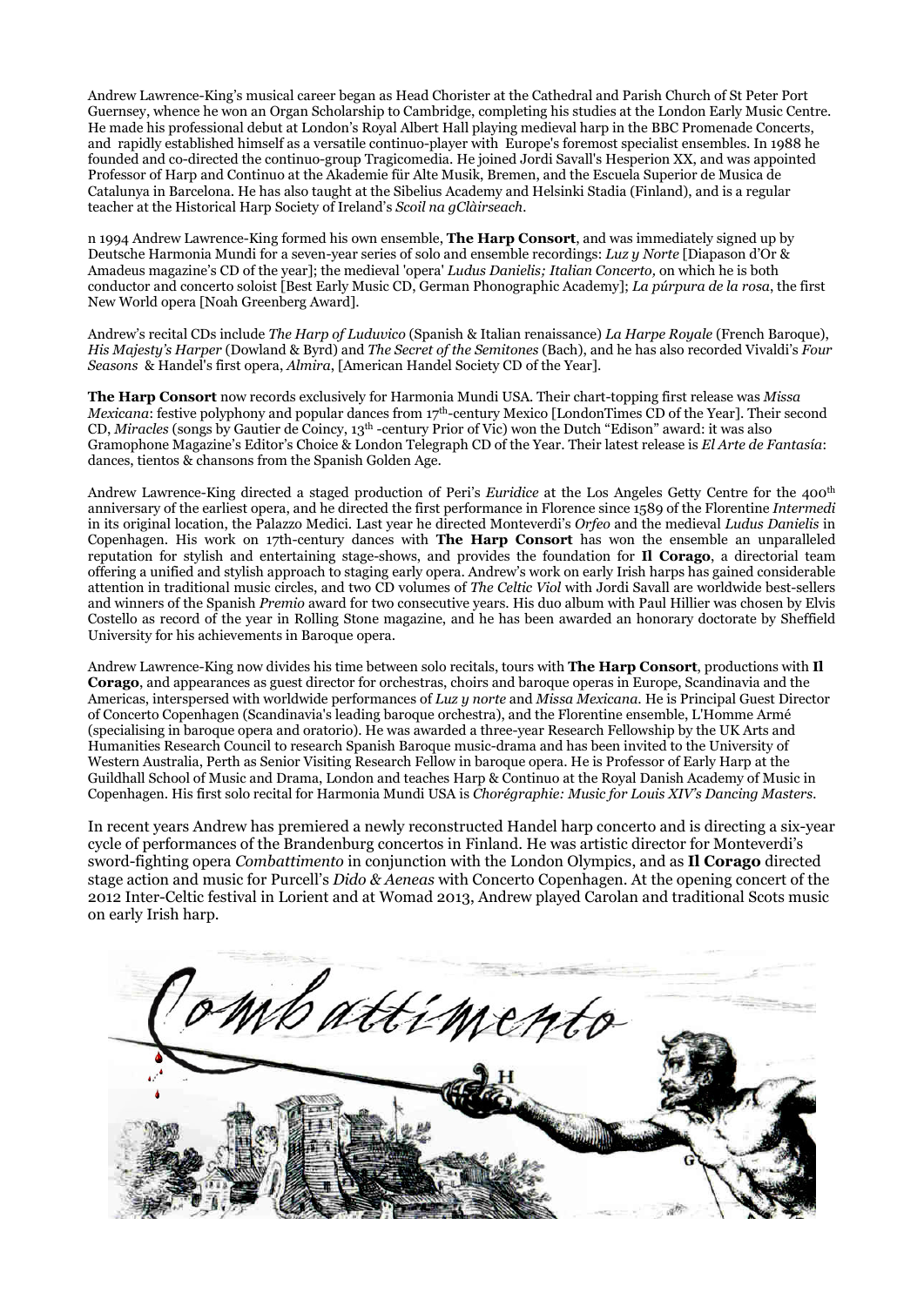Andrew Lawrence-King's musical career began as Head Chorister at the Cathedral and Parish Church of St Peter Port Guernsey, whence he won an Organ Scholarship to Cambridge, completing his studies at the London Early Music Centre. He made his professional debut at London's Royal Albert Hall playing medieval harp in the BBC Promenade Concerts, and rapidly established himself as a versatile continuo-player with Europe's foremost specialist ensembles. In 1988 he founded and co-directed the continuo-group Tragicomedia. He joined Jordi Savall's Hesperion XX, and was appointed Professor of Harp and Continuo at the Akademie für Alte Musik, Bremen, and the Escuela Superior de Musica de Catalunya in Barcelona. He has also taught at the Sibelius Academy and Helsinki Stadia (Finland), and is a regular teacher at the Historical Harp Society of Ireland's *Scoil na gClàirseach*.

n 1994 Andrew Lawrence-King formed his own ensemble, **The Harp Consort**, and was immediately signed up by Deutsche Harmonia Mundi for a seven-year series of solo and ensemble recordings: *Luz y Norte* [Diapason d'Or & Amadeus magazine's CD of the year]; the medieval 'opera' *Ludus Danielis; Italian Concerto,* on which he is both conductor and concerto soloist [Best Early Music CD, German Phonographic Academy]; *La púrpura de la rosa*, the first New World opera [Noah Greenberg Award].

Andrew's recital CDs include *The Harp of Luduvico* (Spanish & Italian renaissance) *La Harpe Royale* (French Baroque), *His Majesty's Harper* (Dowland & Byrd) and *The Secret of the Semitones* (Bach), and he has also recorded Vivaldi's *Four Seasons* & Handel's first opera, *Almira*, [American Handel Society CD of the Year].

**The Harp Consort** now records exclusively for Harmonia Mundi USA. Their chart-topping first release was *Missa Mexicana*: festive polyphony and popular dances from 17th-century Mexico [LondonTimes CD of the Year]. Their second CD, *Miracles* (songs by Gautier de Coincy, 13th -century Prior of Vic) won the Dutch "Edison" award: it was also Gramophone Magazine's Editor's Choice & London Telegraph CD of the Year. Their latest release is *El Arte de Fantasía*: dances, tientos & chansons from the Spanish Golden Age.

Andrew Lawrence-King directed a staged production of Peri's *Euridice* at the Los Angeles Getty Centre for the 400th anniversary of the earliest opera, and he directed the first performance in Florence since 1589 of the Florentine *Intermedi* in its original location, the Palazzo Medici. Last year he directed Monteverdi's *Orfeo* and the medieval *Ludus Danielis* in Copenhagen. His work on 17th-century dances with **The Harp Consort** has won the ensemble an unparalleled reputation for stylish and entertaining stage-shows, and provides the foundation for **Il Corago**, a directorial team offering a unified and stylish approach to staging early opera. Andrew's work on early Irish harps has gained considerable attention in traditional music circles, and two CD volumes of *The Celtic Viol* with Jordi Savall are worldwide best-sellers and winners of the Spanish *Premio* award for two consecutive years. His duo album with Paul Hillier was chosen by Elvis Costello as record of the year in Rolling Stone magazine, and he has been awarded an honorary doctorate by Sheffield University for his achievements in Baroque opera.

Andrew Lawrence-King now divides his time between solo recitals, tours with **The Harp Consort**, productions with **Il Corago**, and appearances as guest director for orchestras, choirs and baroque operas in Europe, Scandinavia and the Americas, interspersed with worldwide performances of *Luz y norte* and *Missa Mexicana.* He is Principal Guest Director of Concerto Copenhagen (Scandinavia's leading baroque orchestra), and the Florentine ensemble, L'Homme Armé (specialising in baroque opera and oratorio). He was awarded a three-year Research Fellowship by the UK Arts and Humanities Research Council to research Spanish Baroque music-drama and has been invited to the University of Western Australia, Perth as Senior Visiting Research Fellow in baroque opera. He is Professor of Early Harp at the Guildhall School of Music and Drama, London and teaches Harp & Continuo at the Royal Danish Academy of Music in Copenhagen. His first solo recital for Harmonia Mundi USA is *Chorégraphie: Music for Louis XIV's Dancing Masters*.

In recent years Andrew has premiered a newly reconstructed Handel harp concerto and is directing a six-year cycle of performances of the Brandenburg concertos in Finland. He was artistic director for Monteverdi's sword-fighting opera *Combattimento* in conjunction with the London Olympics, and as **Il Corago** directed stage action and music for Purcell's *Dido & Aeneas* with Concerto Copenhagen. At the opening concert of the 2012 Inter-Celtic festival in Lorient and at Womad 2013, Andrew played Carolan and traditional Scots music on early Irish harp.